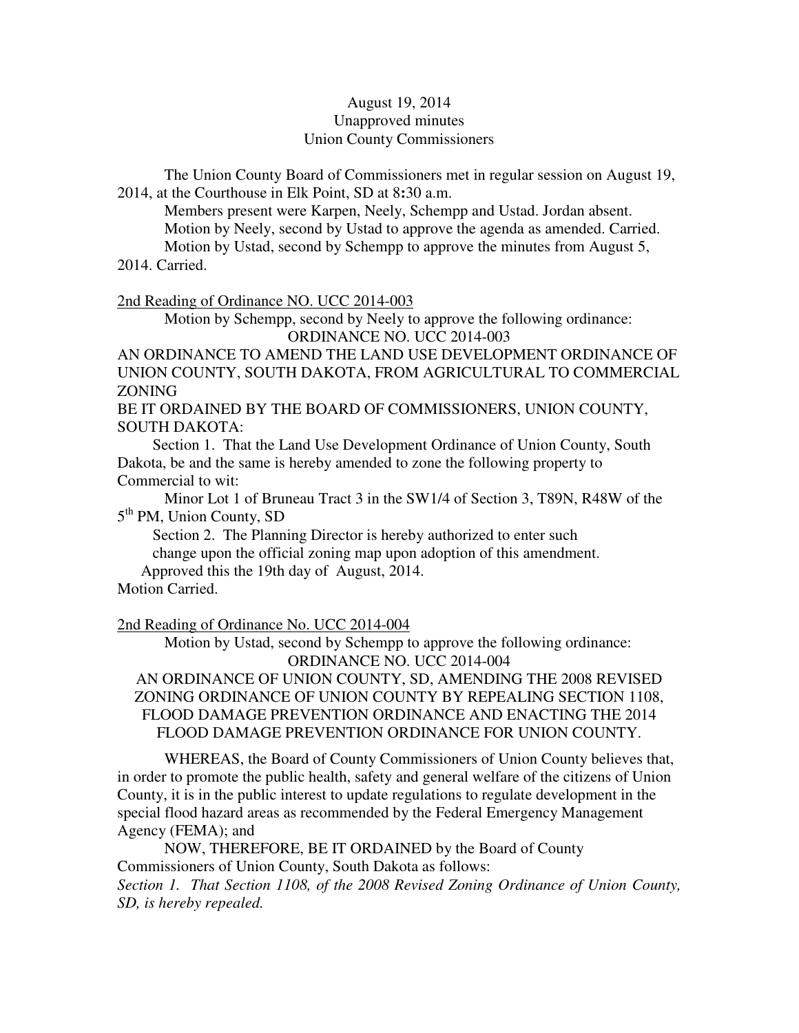August 19, 2014
Unapproved minutes
Union County Commissioners

The Union County Board of Commissioners met in regular session on August 19, 2014, at the Courthouse in Elk Point, SD at 8:30 a.m.

Members present were Karpen, Neely, Schempp and Ustad. Jordan absent.

Motion by Neely, second by Ustad to approve the agenda as amended. Carried.

Motion by Ustad, second by Schempp to approve the minutes from August 5, 2014. Carried.

2nd Reading of Ordinance NO. UCC 2014-003

Motion by Schempp, second by Neely to approve the following ordinance:

ORDINANCE NO. UCC 2014-003

AN ORDINANCE TO AMEND THE LAND USE DEVELOPMENT ORDINANCE OF UNION COUNTY, SOUTH DAKOTA, FROM AGRICULTURAL TO COMMERCIAL ZONING

BE IT ORDAINED BY THE BOARD OF COMMISSIONERS, UNION COUNTY, SOUTH DAKOTA:

Section 1. That the Land Use Development Ordinance of Union County, South Dakota, be and the same is hereby amended to zone the following property to Commercial to wit:

Minor Lot 1 of Bruneau Tract 3 in the SW1/4 of Section 3, T89N, R48W of the 5th PM, Union County, SD

Section 2. The Planning Director is hereby authorized to enter such change upon the official zoning map upon adoption of this amendment.

Approved this the 19th day of August, 2014.

Motion Carried.

2nd Reading of Ordinance No. UCC 2014-004

Motion by Ustad, second by Schempp to approve the following ordinance:

ORDINANCE NO. UCC 2014-004

AN ORDINANCE OF UNION COUNTY, SD, AMENDING THE 2008 REVISED ZONING ORDINANCE OF UNION COUNTY BY REPEALING SECTION 1108, FLOOD DAMAGE PREVENTION ORDINANCE AND ENACTING THE 2014 FLOOD DAMAGE PREVENTION ORDINANCE FOR UNION COUNTY.

WHEREAS, the Board of County Commissioners of Union County believes that, in order to promote the public health, safety and general welfare of the citizens of Union County, it is in the public interest to update regulations to regulate development in the special flood hazard areas as recommended by the Federal Emergency Management Agency (FEMA); and

NOW, THEREFORE, BE IT ORDAINED by the Board of County Commissioners of Union County, South Dakota as follows:

*Section 1. That Section 1108, of the 2008 Revised Zoning Ordinance of Union County, SD, is hereby repealed.*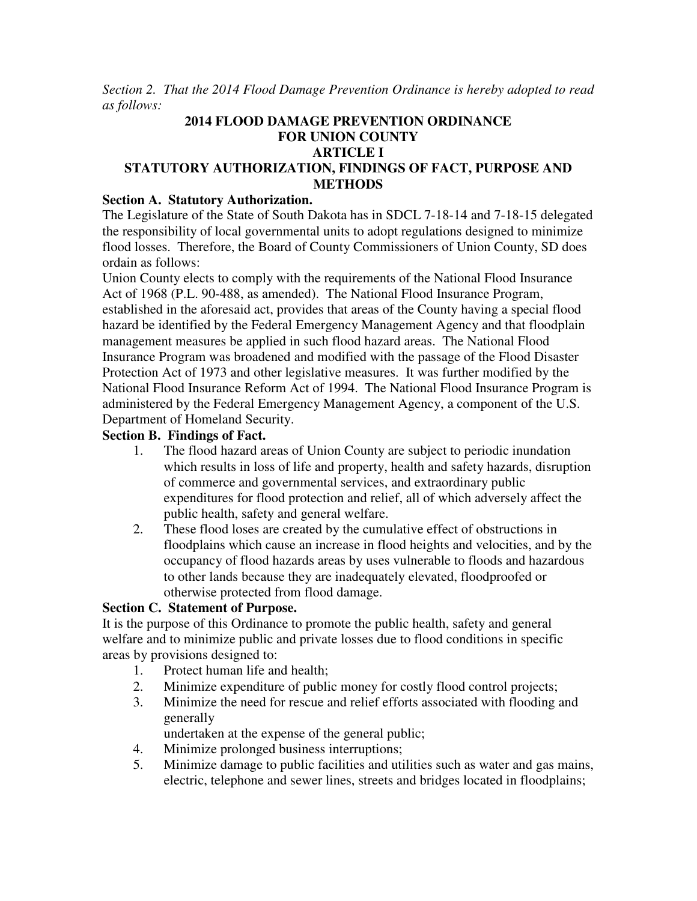*Section 2. That the 2014 Flood Damage Prevention Ordinance is hereby adopted to read as follows:*

# 2014 FLOOD DAMAGE PREVENTION ORDINANCE FOR UNION COUNTY

## ARTICLE I

## STATUTORY AUTHORIZATION, FINDINGS OF FACT, PURPOSE AND METHODS

### Section A. Statutory Authorization.

The Legislature of the State of South Dakota has in SDCL 7-18-14 and 7-18-15 delegated the responsibility of local governmental units to adopt regulations designed to minimize flood losses. Therefore, the Board of County Commissioners of Union County, SD does ordain as follows:

Union County elects to comply with the requirements of the National Flood Insurance Act of 1968 (P.L. 90-488, as amended). The National Flood Insurance Program, established in the aforesaid act, provides that areas of the County having a special flood hazard be identified by the Federal Emergency Management Agency and that floodplain management measures be applied in such flood hazard areas. The National Flood Insurance Program was broadened and modified with the passage of the Flood Disaster Protection Act of 1973 and other legislative measures. It was further modified by the National Flood Insurance Reform Act of 1994. The National Flood Insurance Program is administered by the Federal Emergency Management Agency, a component of the U.S. Department of Homeland Security.

### Section B. Findings of Fact.

1. The flood hazard areas of Union County are subject to periodic inundation which results in loss of life and property, health and safety hazards, disruption of commerce and governmental services, and extraordinary public expenditures for flood protection and relief, all of which adversely affect the public health, safety and general welfare.
2. These flood loses are created by the cumulative effect of obstructions in floodplains which cause an increase in flood heights and velocities, and by the occupancy of flood hazards areas by uses vulnerable to floods and hazardous to other lands because they are inadequately elevated, floodproofed or otherwise protected from flood damage.

### Section C. Statement of Purpose.

It is the purpose of this Ordinance to promote the public health, safety and general welfare and to minimize public and private losses due to flood conditions in specific areas by provisions designed to:

1. Protect human life and health;
2. Minimize expenditure of public money for costly flood control projects;
3. Minimize the need for rescue and relief efforts associated with flooding and generally
   undertaken at the expense of the general public;
4. Minimize prolonged business interruptions;
5. Minimize damage to public facilities and utilities such as water and gas mains, electric, telephone and sewer lines, streets and bridges located in floodplains;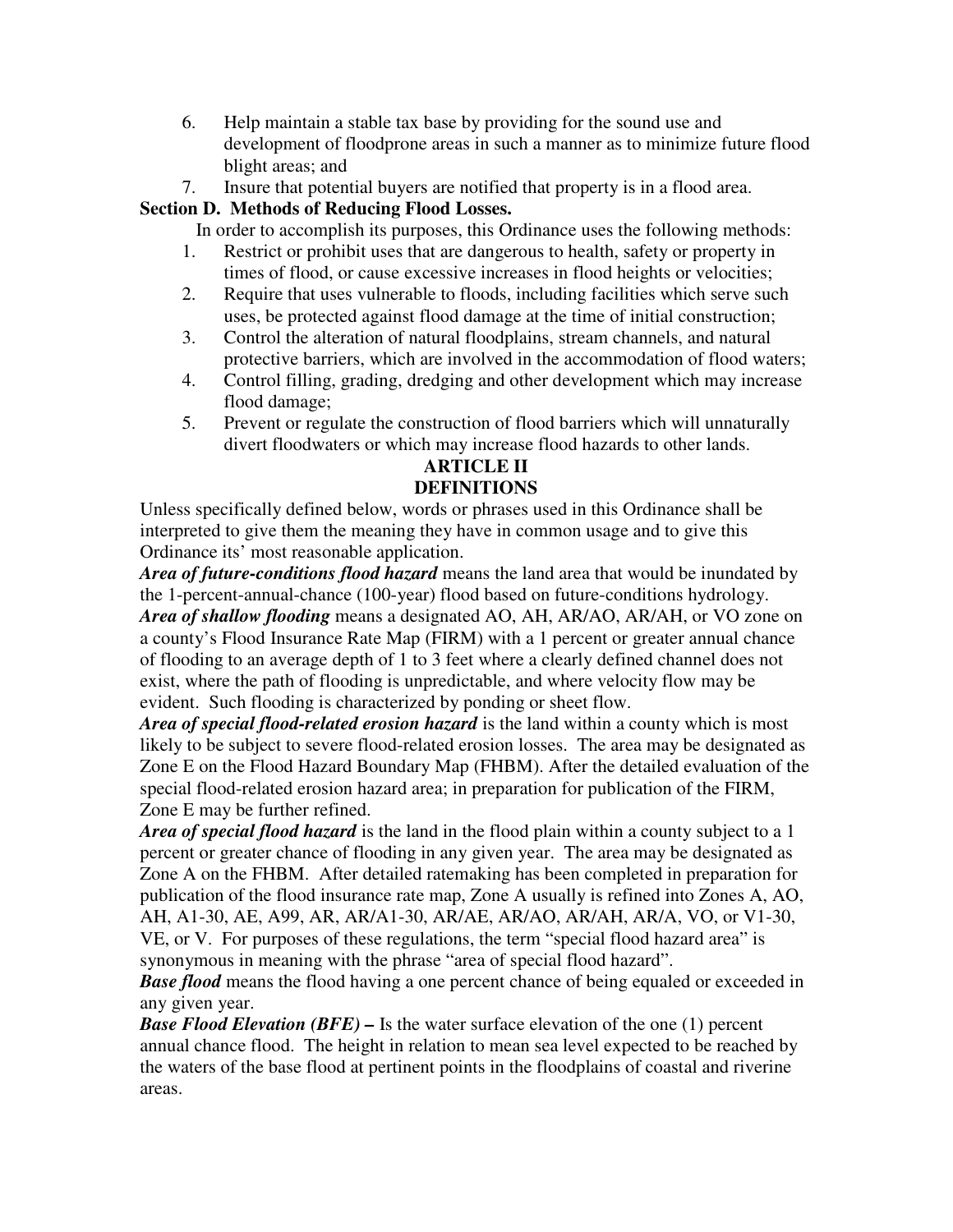6. Help maintain a stable tax base by providing for the sound use and development of floodprone areas in such a manner as to minimize future flood blight areas; and
7. Insure that potential buyers are notified that property is in a flood area.

**Section D. Methods of Reducing Flood Losses.**

In order to accomplish its purposes, this Ordinance uses the following methods:

1. Restrict or prohibit uses that are dangerous to health, safety or property in times of flood, or cause excessive increases in flood heights or velocities;
2. Require that uses vulnerable to floods, including facilities which serve such uses, be protected against flood damage at the time of initial construction;
3. Control the alteration of natural floodplains, stream channels, and natural protective barriers, which are involved in the accommodation of flood waters;
4. Control filling, grading, dredging and other development which may increase flood damage;
5. Prevent or regulate the construction of flood barriers which will unnaturally divert floodwaters or which may increase flood hazards to other lands.

## ARTICLE II
## DEFINITIONS

Unless specifically defined below, words or phrases used in this Ordinance shall be interpreted to give them the meaning they have in common usage and to give this Ordinance its' most reasonable application.

***Area of future-conditions flood hazard*** means the land area that would be inundated by the 1-percent-annual-chance (100-year) flood based on future-conditions hydrology.

***Area of shallow flooding*** means a designated AO, AH, AR/AO, AR/AH, or VO zone on a county's Flood Insurance Rate Map (FIRM) with a 1 percent or greater annual chance of flooding to an average depth of 1 to 3 feet where a clearly defined channel does not exist, where the path of flooding is unpredictable, and where velocity flow may be evident. Such flooding is characterized by ponding or sheet flow.

***Area of special flood-related erosion hazard*** is the land within a county which is most likely to be subject to severe flood-related erosion losses. The area may be designated as Zone E on the Flood Hazard Boundary Map (FHBM). After the detailed evaluation of the special flood-related erosion hazard area; in preparation for publication of the FIRM, Zone E may be further refined.

***Area of special flood hazard*** is the land in the flood plain within a county subject to a 1 percent or greater chance of flooding in any given year. The area may be designated as Zone A on the FHBM. After detailed ratemaking has been completed in preparation for publication of the flood insurance rate map, Zone A usually is refined into Zones A, AO, AH, A1-30, AE, A99, AR, AR/A1-30, AR/AE, AR/AO, AR/AH, AR/A, VO, or V1-30, VE, or V. For purposes of these regulations, the term "special flood hazard area" is synonymous in meaning with the phrase "area of special flood hazard".

***Base flood*** means the flood having a one percent chance of being equaled or exceeded in any given year.

***Base Flood Elevation (BFE)*** **–** Is the water surface elevation of the one (1) percent annual chance flood. The height in relation to mean sea level expected to be reached by the waters of the base flood at pertinent points in the floodplains of coastal and riverine areas.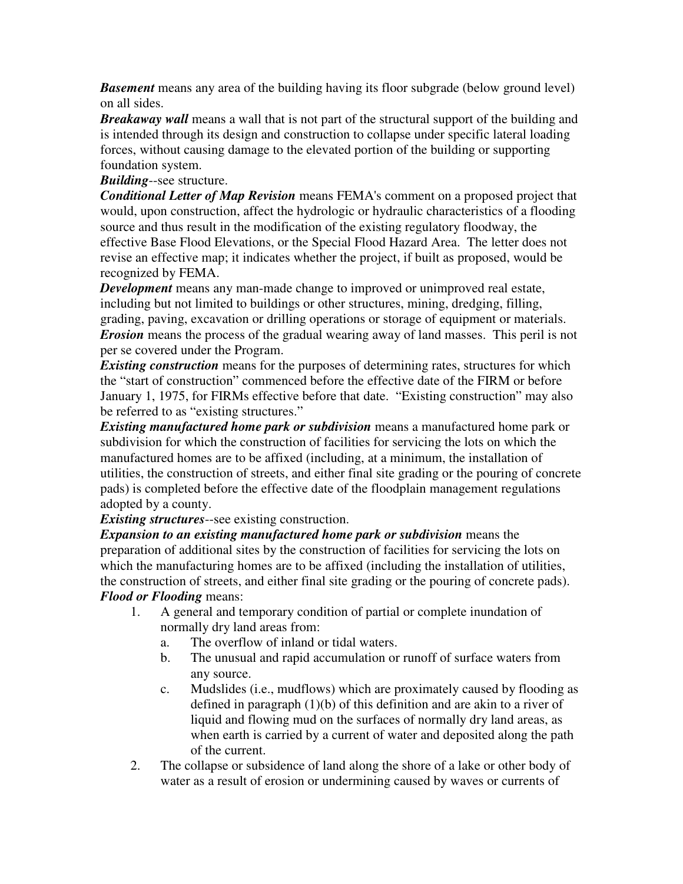***Basement*** means any area of the building having its floor subgrade (below ground level) on all sides.

***Breakaway wall*** means a wall that is not part of the structural support of the building and is intended through its design and construction to collapse under specific lateral loading forces, without causing damage to the elevated portion of the building or supporting foundation system.

***Building***--see structure.

***Conditional Letter of Map Revision*** means FEMA's comment on a proposed project that would, upon construction, affect the hydrologic or hydraulic characteristics of a flooding source and thus result in the modification of the existing regulatory floodway, the effective Base Flood Elevations, or the Special Flood Hazard Area. The letter does not revise an effective map; it indicates whether the project, if built as proposed, would be recognized by FEMA.

***Development*** means any man-made change to improved or unimproved real estate, including but not limited to buildings or other structures, mining, dredging, filling, grading, paving, excavation or drilling operations or storage of equipment or materials.

***Erosion*** means the process of the gradual wearing away of land masses. This peril is not per se covered under the Program.

***Existing construction*** means for the purposes of determining rates, structures for which the "start of construction" commenced before the effective date of the FIRM or before January 1, 1975, for FIRMs effective before that date. "Existing construction" may also be referred to as "existing structures."

***Existing manufactured home park or subdivision*** means a manufactured home park or subdivision for which the construction of facilities for servicing the lots on which the manufactured homes are to be affixed (including, at a minimum, the installation of utilities, the construction of streets, and either final site grading or the pouring of concrete pads) is completed before the effective date of the floodplain management regulations adopted by a county.

***Existing structures***--see existing construction.

***Expansion to an existing manufactured home park or subdivision*** means the preparation of additional sites by the construction of facilities for servicing the lots on which the manufacturing homes are to be affixed (including the installation of utilities, the construction of streets, and either final site grading or the pouring of concrete pads).

***Flood or Flooding*** means:

1. A general and temporary condition of partial or complete inundation of normally dry land areas from:
   a. The overflow of inland or tidal waters.
   b. The unusual and rapid accumulation or runoff of surface waters from any source.
   c. Mudslides (i.e., mudflows) which are proximately caused by flooding as defined in paragraph (1)(b) of this definition and are akin to a river of liquid and flowing mud on the surfaces of normally dry land areas, as when earth is carried by a current of water and deposited along the path of the current.
2. The collapse or subsidence of land along the shore of a lake or other body of water as a result of erosion or undermining caused by waves or currents of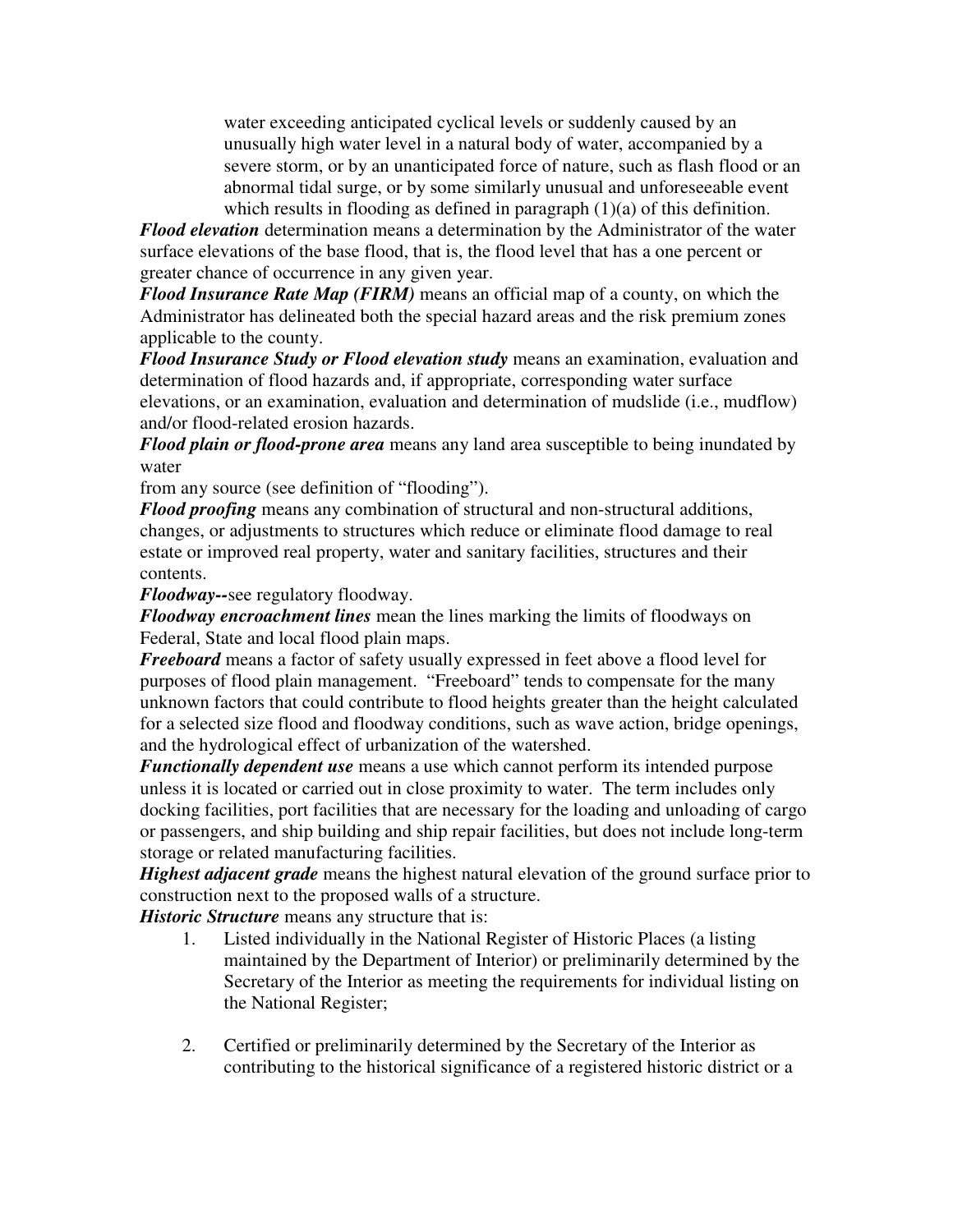water exceeding anticipated cyclical levels or suddenly caused by an unusually high water level in a natural body of water, accompanied by a severe storm, or by an unanticipated force of nature, such as flash flood or an abnormal tidal surge, or by some similarly unusual and unforeseeable event which results in flooding as defined in paragraph (1)(a) of this definition.

***Flood elevation*** determination means a determination by the Administrator of the water surface elevations of the base flood, that is, the flood level that has a one percent or greater chance of occurrence in any given year.

***Flood Insurance Rate Map (FIRM)*** means an official map of a county, on which the Administrator has delineated both the special hazard areas and the risk premium zones applicable to the county.

***Flood Insurance Study or Flood elevation study*** means an examination, evaluation and determination of flood hazards and, if appropriate, corresponding water surface elevations, or an examination, evaluation and determination of mudslide (i.e., mudflow) and/or flood-related erosion hazards.

***Flood plain or flood-prone area*** means any land area susceptible to being inundated by water
from any source (see definition of "flooding").

***Flood proofing*** means any combination of structural and non-structural additions, changes, or adjustments to structures which reduce or eliminate flood damage to real estate or improved real property, water and sanitary facilities, structures and their contents.

***Floodway--***see regulatory floodway.

***Floodway encroachment lines*** mean the lines marking the limits of floodways on Federal, State and local flood plain maps.

***Freeboard*** means a factor of safety usually expressed in feet above a flood level for purposes of flood plain management. "Freeboard" tends to compensate for the many unknown factors that could contribute to flood heights greater than the height calculated for a selected size flood and floodway conditions, such as wave action, bridge openings, and the hydrological effect of urbanization of the watershed.

***Functionally dependent use*** means a use which cannot perform its intended purpose unless it is located or carried out in close proximity to water. The term includes only docking facilities, port facilities that are necessary for the loading and unloading of cargo or passengers, and ship building and ship repair facilities, but does not include long-term storage or related manufacturing facilities.

***Highest adjacent grade*** means the highest natural elevation of the ground surface prior to construction next to the proposed walls of a structure.

***Historic Structure*** means any structure that is:

1. Listed individually in the National Register of Historic Places (a listing maintained by the Department of Interior) or preliminarily determined by the Secretary of the Interior as meeting the requirements for individual listing on the National Register;

2. Certified or preliminarily determined by the Secretary of the Interior as contributing to the historical significance of a registered historic district or a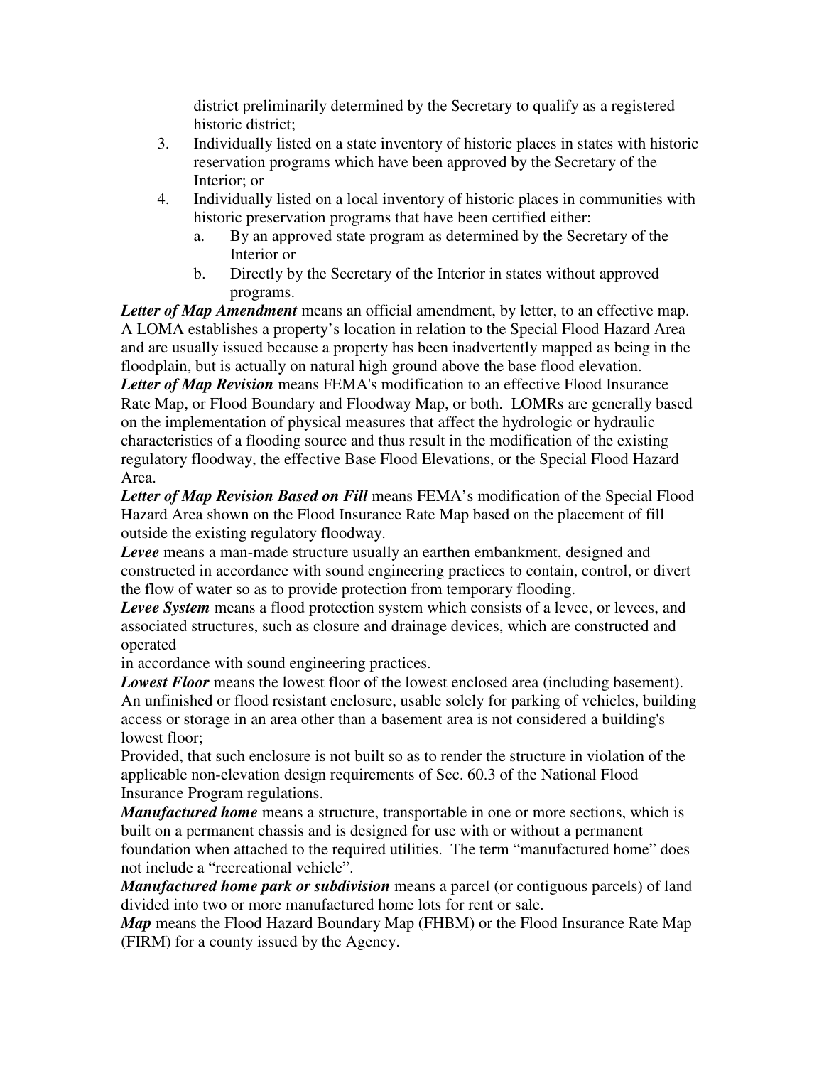district preliminarily determined by the Secretary to qualify as a registered historic district;

3. Individually listed on a state inventory of historic places in states with historic reservation programs which have been approved by the Secretary of the Interior; or
4. Individually listed on a local inventory of historic places in communities with historic preservation programs that have been certified either:
   a. By an approved state program as determined by the Secretary of the Interior or
   b. Directly by the Secretary of the Interior in states without approved programs.

***Letter of Map Amendment*** means an official amendment, by letter, to an effective map. A LOMA establishes a property's location in relation to the Special Flood Hazard Area and are usually issued because a property has been inadvertently mapped as being in the floodplain, but is actually on natural high ground above the base flood elevation.

***Letter of Map Revision*** means FEMA's modification to an effective Flood Insurance Rate Map, or Flood Boundary and Floodway Map, or both. LOMRs are generally based on the implementation of physical measures that affect the hydrologic or hydraulic characteristics of a flooding source and thus result in the modification of the existing regulatory floodway, the effective Base Flood Elevations, or the Special Flood Hazard Area.

***Letter of Map Revision Based on Fill*** means FEMA's modification of the Special Flood Hazard Area shown on the Flood Insurance Rate Map based on the placement of fill outside the existing regulatory floodway.

***Levee*** means a man-made structure usually an earthen embankment, designed and constructed in accordance with sound engineering practices to contain, control, or divert the flow of water so as to provide protection from temporary flooding.

***Levee System*** means a flood protection system which consists of a levee, or levees, and associated structures, such as closure and drainage devices, which are constructed and operated
in accordance with sound engineering practices.

***Lowest Floor*** means the lowest floor of the lowest enclosed area (including basement). An unfinished or flood resistant enclosure, usable solely for parking of vehicles, building access or storage in an area other than a basement area is not considered a building's lowest floor;
Provided, that such enclosure is not built so as to render the structure in violation of the applicable non-elevation design requirements of Sec. 60.3 of the National Flood Insurance Program regulations.

***Manufactured home*** means a structure, transportable in one or more sections, which is built on a permanent chassis and is designed for use with or without a permanent foundation when attached to the required utilities. The term "manufactured home" does not include a "recreational vehicle".

***Manufactured home park or subdivision*** means a parcel (or contiguous parcels) of land divided into two or more manufactured home lots for rent or sale.

***Map*** means the Flood Hazard Boundary Map (FHBM) or the Flood Insurance Rate Map (FIRM) for a county issued by the Agency.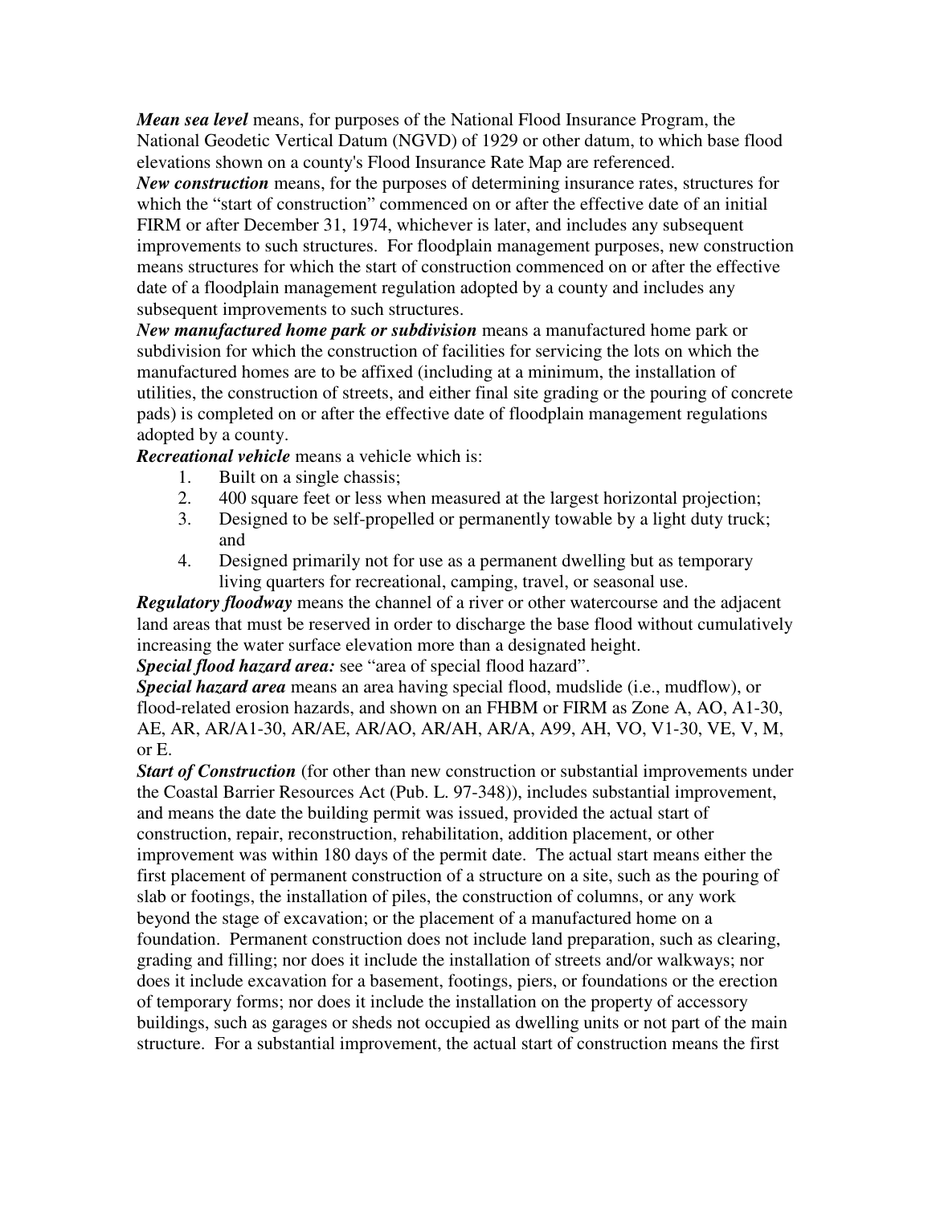***Mean sea level*** means, for purposes of the National Flood Insurance Program, the National Geodetic Vertical Datum (NGVD) of 1929 or other datum, to which base flood elevations shown on a county's Flood Insurance Rate Map are referenced.

***New construction*** means, for the purposes of determining insurance rates, structures for which the "start of construction" commenced on or after the effective date of an initial FIRM or after December 31, 1974, whichever is later, and includes any subsequent improvements to such structures. For floodplain management purposes, new construction means structures for which the start of construction commenced on or after the effective date of a floodplain management regulation adopted by a county and includes any subsequent improvements to such structures.

***New manufactured home park or subdivision*** means a manufactured home park or subdivision for which the construction of facilities for servicing the lots on which the manufactured homes are to be affixed (including at a minimum, the installation of utilities, the construction of streets, and either final site grading or the pouring of concrete pads) is completed on or after the effective date of floodplain management regulations adopted by a county.

***Recreational vehicle*** means a vehicle which is:

1. Built on a single chassis;
2. 400 square feet or less when measured at the largest horizontal projection;
3. Designed to be self-propelled or permanently towable by a light duty truck; and
4. Designed primarily not for use as a permanent dwelling but as temporary living quarters for recreational, camping, travel, or seasonal use.

***Regulatory floodway*** means the channel of a river or other watercourse and the adjacent land areas that must be reserved in order to discharge the base flood without cumulatively increasing the water surface elevation more than a designated height.

***Special flood hazard area:*** see "area of special flood hazard".

***Special hazard area*** means an area having special flood, mudslide (i.e., mudflow), or flood-related erosion hazards, and shown on an FHBM or FIRM as Zone A, AO, A1-30, AE, AR, AR/A1-30, AR/AE, AR/AO, AR/AH, AR/A, A99, AH, VO, V1-30, VE, V, M, or E.

***Start of Construction*** (for other than new construction or substantial improvements under the Coastal Barrier Resources Act (Pub. L. 97-348)), includes substantial improvement, and means the date the building permit was issued, provided the actual start of construction, repair, reconstruction, rehabilitation, addition placement, or other improvement was within 180 days of the permit date. The actual start means either the first placement of permanent construction of a structure on a site, such as the pouring of slab or footings, the installation of piles, the construction of columns, or any work beyond the stage of excavation; or the placement of a manufactured home on a foundation. Permanent construction does not include land preparation, such as clearing, grading and filling; nor does it include the installation of streets and/or walkways; nor does it include excavation for a basement, footings, piers, or foundations or the erection of temporary forms; nor does it include the installation on the property of accessory buildings, such as garages or sheds not occupied as dwelling units or not part of the main structure. For a substantial improvement, the actual start of construction means the first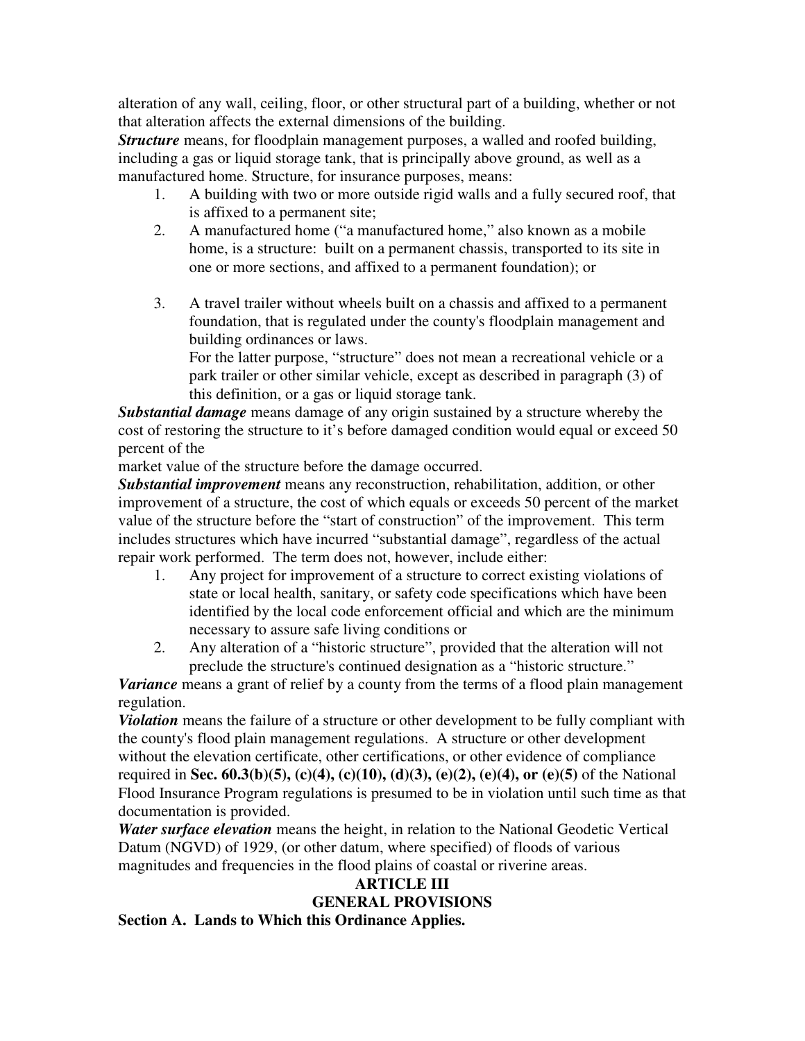alteration of any wall, ceiling, floor, or other structural part of a building, whether or not that alteration affects the external dimensions of the building.

***Structure*** means, for floodplain management purposes, a walled and roofed building, including a gas or liquid storage tank, that is principally above ground, as well as a manufactured home. Structure, for insurance purposes, means:

1. A building with two or more outside rigid walls and a fully secured roof, that is affixed to a permanent site;
2. A manufactured home ("a manufactured home," also known as a mobile home, is a structure: built on a permanent chassis, transported to its site in one or more sections, and affixed to a permanent foundation); or
3. A travel trailer without wheels built on a chassis and affixed to a permanent foundation, that is regulated under the county's floodplain management and building ordinances or laws.

   For the latter purpose, "structure" does not mean a recreational vehicle or a park trailer or other similar vehicle, except as described in paragraph (3) of this definition, or a gas or liquid storage tank.

***Substantial damage*** means damage of any origin sustained by a structure whereby the cost of restoring the structure to it's before damaged condition would equal or exceed 50 percent of the market value of the structure before the damage occurred.

***Substantial improvement*** means any reconstruction, rehabilitation, addition, or other improvement of a structure, the cost of which equals or exceeds 50 percent of the market value of the structure before the "start of construction" of the improvement. This term includes structures which have incurred "substantial damage", regardless of the actual repair work performed. The term does not, however, include either:

1. Any project for improvement of a structure to correct existing violations of state or local health, sanitary, or safety code specifications which have been identified by the local code enforcement official and which are the minimum necessary to assure safe living conditions or
2. Any alteration of a "historic structure", provided that the alteration will not preclude the structure's continued designation as a "historic structure."

***Variance*** means a grant of relief by a county from the terms of a flood plain management regulation.

***Violation*** means the failure of a structure or other development to be fully compliant with the county's flood plain management regulations. A structure or other development without the elevation certificate, other certifications, or other evidence of compliance required in **Sec. 60.3(b)(5), (c)(4), (c)(10), (d)(3), (e)(2), (e)(4), or (e)(5)** of the National Flood Insurance Program regulations is presumed to be in violation until such time as that documentation is provided.

***Water surface elevation*** means the height, in relation to the National Geodetic Vertical Datum (NGVD) of 1929, (or other datum, where specified) of floods of various magnitudes and frequencies in the flood plains of coastal or riverine areas.

## ARTICLE III
## GENERAL PROVISIONS

### Section A. Lands to Which this Ordinance Applies.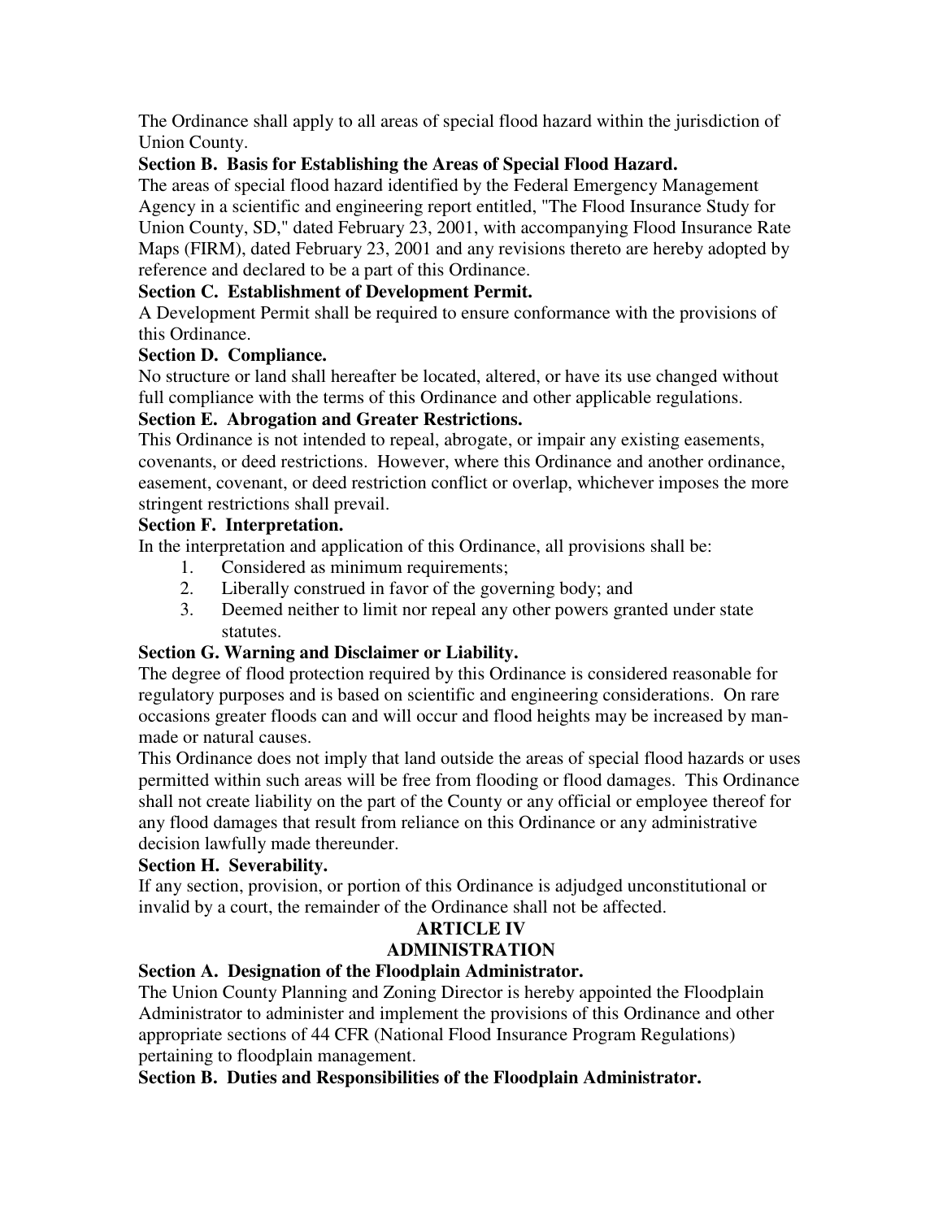The Ordinance shall apply to all areas of special flood hazard within the jurisdiction of Union County.

**Section B. Basis for Establishing the Areas of Special Flood Hazard.**

The areas of special flood hazard identified by the Federal Emergency Management Agency in a scientific and engineering report entitled, "The Flood Insurance Study for Union County, SD," dated February 23, 2001, with accompanying Flood Insurance Rate Maps (FIRM), dated February 23, 2001 and any revisions thereto are hereby adopted by reference and declared to be a part of this Ordinance.

**Section C. Establishment of Development Permit.**

A Development Permit shall be required to ensure conformance with the provisions of this Ordinance.

**Section D. Compliance.**

No structure or land shall hereafter be located, altered, or have its use changed without full compliance with the terms of this Ordinance and other applicable regulations.

**Section E. Abrogation and Greater Restrictions.**

This Ordinance is not intended to repeal, abrogate, or impair any existing easements, covenants, or deed restrictions. However, where this Ordinance and another ordinance, easement, covenant, or deed restriction conflict or overlap, whichever imposes the more stringent restrictions shall prevail.

**Section F. Interpretation.**

In the interpretation and application of this Ordinance, all provisions shall be:

1. Considered as minimum requirements;
2. Liberally construed in favor of the governing body; and
3. Deemed neither to limit nor repeal any other powers granted under state statutes.

**Section G. Warning and Disclaimer or Liability.**

The degree of flood protection required by this Ordinance is considered reasonable for regulatory purposes and is based on scientific and engineering considerations. On rare occasions greater floods can and will occur and flood heights may be increased by man-made or natural causes.

This Ordinance does not imply that land outside the areas of special flood hazards or uses permitted within such areas will be free from flooding or flood damages. This Ordinance shall not create liability on the part of the County or any official or employee thereof for any flood damages that result from reliance on this Ordinance or any administrative decision lawfully made thereunder.

**Section H. Severability.**

If any section, provision, or portion of this Ordinance is adjudged unconstitutional or invalid by a court, the remainder of the Ordinance shall not be affected.

## ARTICLE IV
## ADMINISTRATION

**Section A. Designation of the Floodplain Administrator.**

The Union County Planning and Zoning Director is hereby appointed the Floodplain Administrator to administer and implement the provisions of this Ordinance and other appropriate sections of 44 CFR (National Flood Insurance Program Regulations) pertaining to floodplain management.

**Section B. Duties and Responsibilities of the Floodplain Administrator.**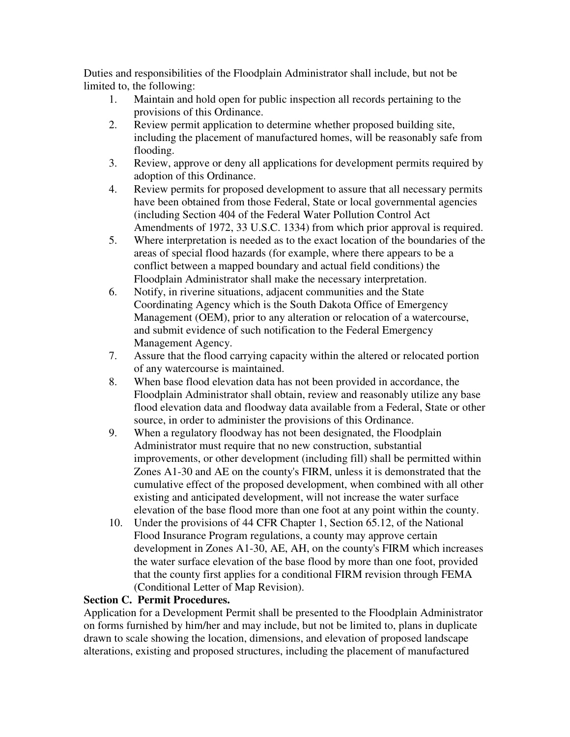Duties and responsibilities of the Floodplain Administrator shall include, but not be limited to, the following:

1. Maintain and hold open for public inspection all records pertaining to the provisions of this Ordinance.
2. Review permit application to determine whether proposed building site, including the placement of manufactured homes, will be reasonably safe from flooding.
3. Review, approve or deny all applications for development permits required by adoption of this Ordinance.
4. Review permits for proposed development to assure that all necessary permits have been obtained from those Federal, State or local governmental agencies (including Section 404 of the Federal Water Pollution Control Act Amendments of 1972, 33 U.S.C. 1334) from which prior approval is required.
5. Where interpretation is needed as to the exact location of the boundaries of the areas of special flood hazards (for example, where there appears to be a conflict between a mapped boundary and actual field conditions) the Floodplain Administrator shall make the necessary interpretation.
6. Notify, in riverine situations, adjacent communities and the State Coordinating Agency which is the South Dakota Office of Emergency Management (OEM), prior to any alteration or relocation of a watercourse, and submit evidence of such notification to the Federal Emergency Management Agency.
7. Assure that the flood carrying capacity within the altered or relocated portion of any watercourse is maintained.
8. When base flood elevation data has not been provided in accordance, the Floodplain Administrator shall obtain, review and reasonably utilize any base flood elevation data and floodway data available from a Federal, State or other source, in order to administer the provisions of this Ordinance.
9. When a regulatory floodway has not been designated, the Floodplain Administrator must require that no new construction, substantial improvements, or other development (including fill) shall be permitted within Zones A1-30 and AE on the county's FIRM, unless it is demonstrated that the cumulative effect of the proposed development, when combined with all other existing and anticipated development, will not increase the water surface elevation of the base flood more than one foot at any point within the county.
10. Under the provisions of 44 CFR Chapter 1, Section 65.12, of the National Flood Insurance Program regulations, a county may approve certain development in Zones A1-30, AE, AH, on the county's FIRM which increases the water surface elevation of the base flood by more than one foot, provided that the county first applies for a conditional FIRM revision through FEMA (Conditional Letter of Map Revision).

**Section C. Permit Procedures.**

Application for a Development Permit shall be presented to the Floodplain Administrator on forms furnished by him/her and may include, but not be limited to, plans in duplicate drawn to scale showing the location, dimensions, and elevation of proposed landscape alterations, existing and proposed structures, including the placement of manufactured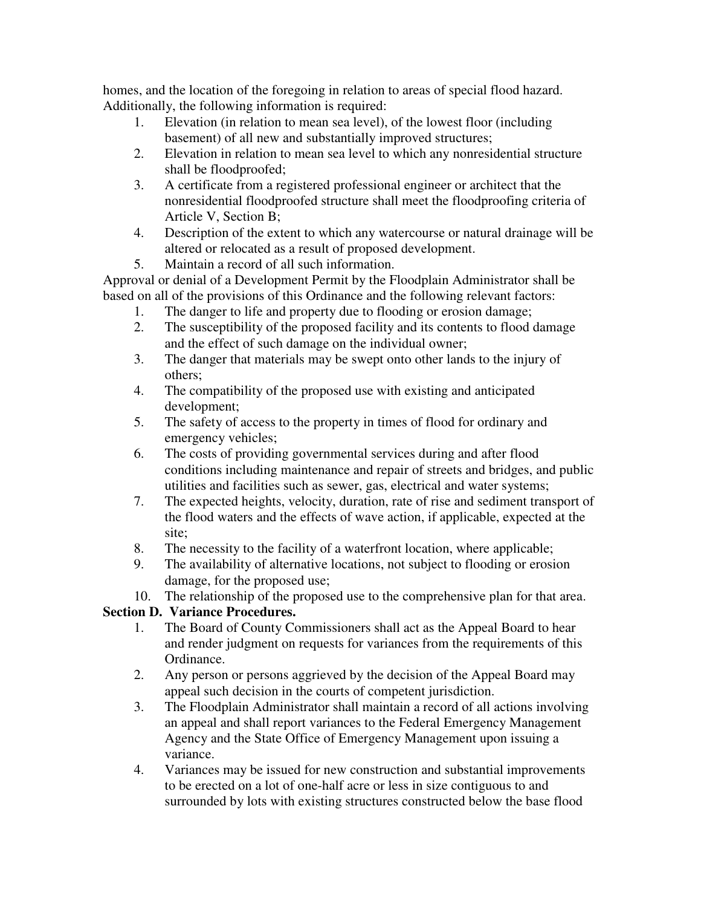homes, and the location of the foregoing in relation to areas of special flood hazard. Additionally, the following information is required:

1. Elevation (in relation to mean sea level), of the lowest floor (including basement) of all new and substantially improved structures;
2. Elevation in relation to mean sea level to which any nonresidential structure shall be floodproofed;
3. A certificate from a registered professional engineer or architect that the nonresidential floodproofed structure shall meet the floodproofing criteria of Article V, Section B;
4. Description of the extent to which any watercourse or natural drainage will be altered or relocated as a result of proposed development.
5. Maintain a record of all such information.

Approval or denial of a Development Permit by the Floodplain Administrator shall be based on all of the provisions of this Ordinance and the following relevant factors:

1. The danger to life and property due to flooding or erosion damage;
2. The susceptibility of the proposed facility and its contents to flood damage and the effect of such damage on the individual owner;
3. The danger that materials may be swept onto other lands to the injury of others;
4. The compatibility of the proposed use with existing and anticipated development;
5. The safety of access to the property in times of flood for ordinary and emergency vehicles;
6. The costs of providing governmental services during and after flood conditions including maintenance and repair of streets and bridges, and public utilities and facilities such as sewer, gas, electrical and water systems;
7. The expected heights, velocity, duration, rate of rise and sediment transport of the flood waters and the effects of wave action, if applicable, expected at the site;
8. The necessity to the facility of a waterfront location, where applicable;
9. The availability of alternative locations, not subject to flooding or erosion damage, for the proposed use;
10. The relationship of the proposed use to the comprehensive plan for that area.

**Section D. Variance Procedures.**

1. The Board of County Commissioners shall act as the Appeal Board to hear and render judgment on requests for variances from the requirements of this Ordinance.
2. Any person or persons aggrieved by the decision of the Appeal Board may appeal such decision in the courts of competent jurisdiction.
3. The Floodplain Administrator shall maintain a record of all actions involving an appeal and shall report variances to the Federal Emergency Management Agency and the State Office of Emergency Management upon issuing a variance.
4. Variances may be issued for new construction and substantial improvements to be erected on a lot of one-half acre or less in size contiguous to and surrounded by lots with existing structures constructed below the base flood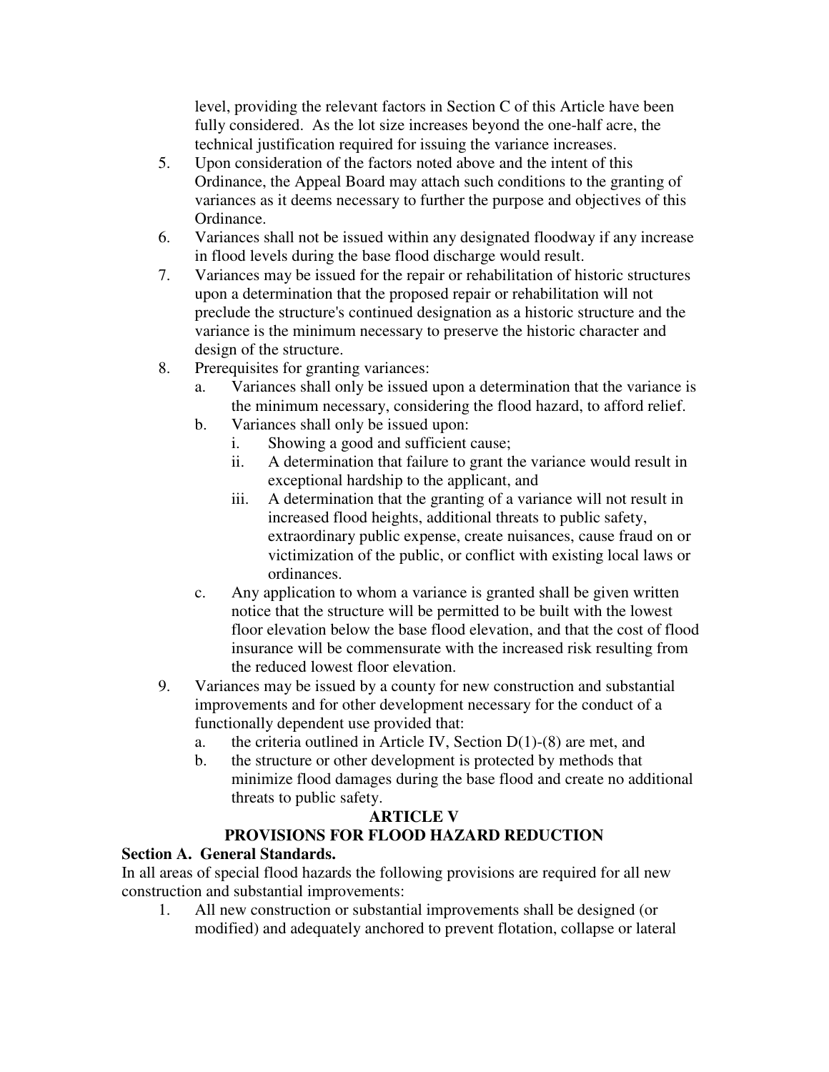level, providing the relevant factors in Section C of this Article have been fully considered. As the lot size increases beyond the one-half acre, the technical justification required for issuing the variance increases.

5. Upon consideration of the factors noted above and the intent of this Ordinance, the Appeal Board may attach such conditions to the granting of variances as it deems necessary to further the purpose and objectives of this Ordinance.
6. Variances shall not be issued within any designated floodway if any increase in flood levels during the base flood discharge would result.
7. Variances may be issued for the repair or rehabilitation of historic structures upon a determination that the proposed repair or rehabilitation will not preclude the structure's continued designation as a historic structure and the variance is the minimum necessary to preserve the historic character and design of the structure.
8. Prerequisites for granting variances:
   a. Variances shall only be issued upon a determination that the variance is the minimum necessary, considering the flood hazard, to afford relief.
   b. Variances shall only be issued upon:
      i. Showing a good and sufficient cause;
      ii. A determination that failure to grant the variance would result in exceptional hardship to the applicant, and
      iii. A determination that the granting of a variance will not result in increased flood heights, additional threats to public safety, extraordinary public expense, create nuisances, cause fraud on or victimization of the public, or conflict with existing local laws or ordinances.
   c. Any application to whom a variance is granted shall be given written notice that the structure will be permitted to be built with the lowest floor elevation below the base flood elevation, and that the cost of flood insurance will be commensurate with the increased risk resulting from the reduced lowest floor elevation.
9. Variances may be issued by a county for new construction and substantial improvements and for other development necessary for the conduct of a functionally dependent use provided that:
   a. the criteria outlined in Article IV, Section D(1)-(8) are met, and
   b. the structure or other development is protected by methods that minimize flood damages during the base flood and create no additional threats to public safety.

## ARTICLE V
## PROVISIONS FOR FLOOD HAZARD REDUCTION

**Section A. General Standards.**

In all areas of special flood hazards the following provisions are required for all new construction and substantial improvements:

1. All new construction or substantial improvements shall be designed (or modified) and adequately anchored to prevent flotation, collapse or lateral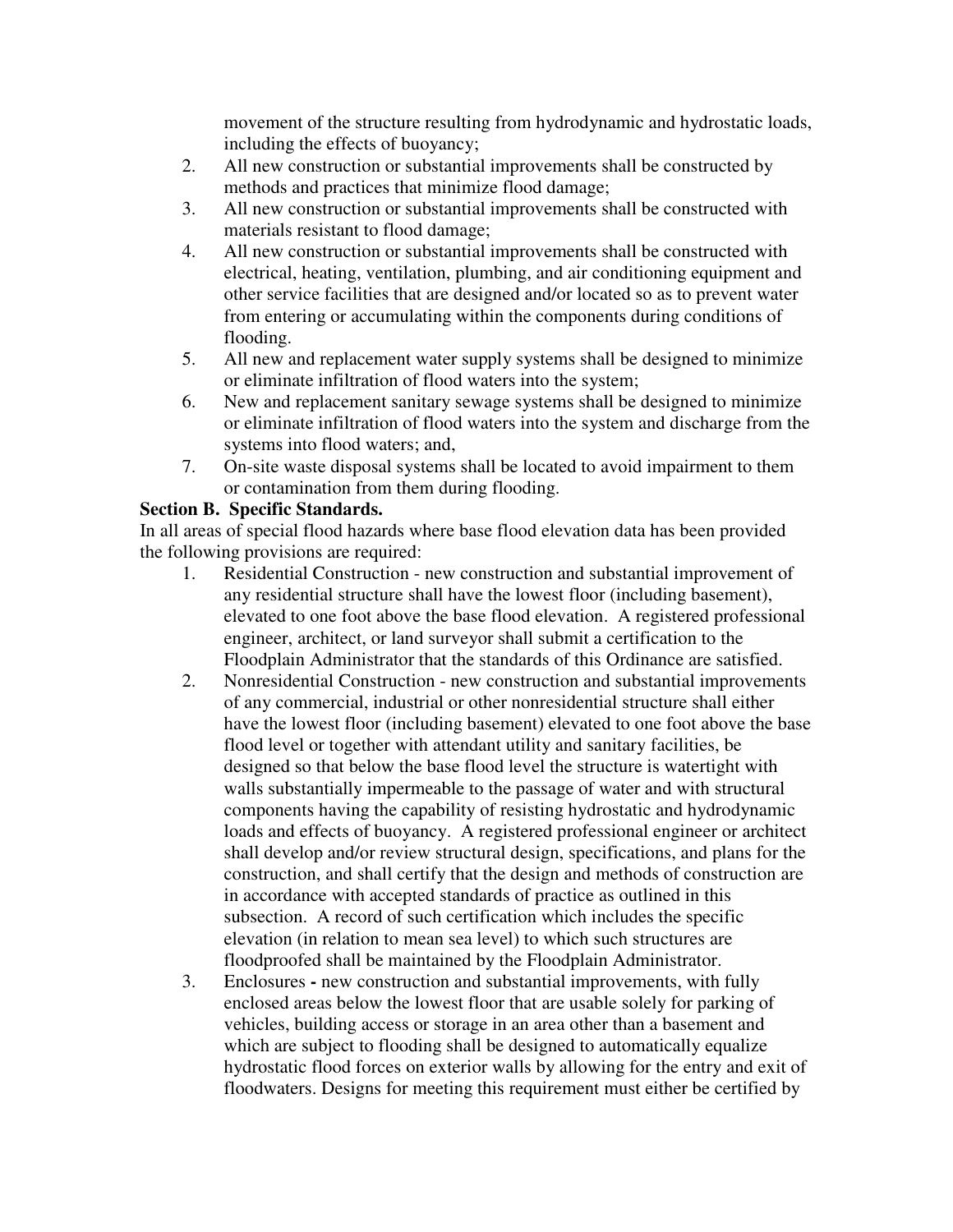movement of the structure resulting from hydrodynamic and hydrostatic loads, including the effects of buoyancy;

2. All new construction or substantial improvements shall be constructed by methods and practices that minimize flood damage;
3. All new construction or substantial improvements shall be constructed with materials resistant to flood damage;
4. All new construction or substantial improvements shall be constructed with electrical, heating, ventilation, plumbing, and air conditioning equipment and other service facilities that are designed and/or located so as to prevent water from entering or accumulating within the components during conditions of flooding.
5. All new and replacement water supply systems shall be designed to minimize or eliminate infiltration of flood waters into the system;
6. New and replacement sanitary sewage systems shall be designed to minimize or eliminate infiltration of flood waters into the system and discharge from the systems into flood waters; and,
7. On-site waste disposal systems shall be located to avoid impairment to them or contamination from them during flooding.

**Section B. Specific Standards.**

In all areas of special flood hazards where base flood elevation data has been provided the following provisions are required:

1. Residential Construction - new construction and substantial improvement of any residential structure shall have the lowest floor (including basement), elevated to one foot above the base flood elevation. A registered professional engineer, architect, or land surveyor shall submit a certification to the Floodplain Administrator that the standards of this Ordinance are satisfied.
2. Nonresidential Construction - new construction and substantial improvements of any commercial, industrial or other nonresidential structure shall either have the lowest floor (including basement) elevated to one foot above the base flood level or together with attendant utility and sanitary facilities, be designed so that below the base flood level the structure is watertight with walls substantially impermeable to the passage of water and with structural components having the capability of resisting hydrostatic and hydrodynamic loads and effects of buoyancy. A registered professional engineer or architect shall develop and/or review structural design, specifications, and plans for the construction, and shall certify that the design and methods of construction are in accordance with accepted standards of practice as outlined in this subsection. A record of such certification which includes the specific elevation (in relation to mean sea level) to which such structures are floodproofed shall be maintained by the Floodplain Administrator.
3. Enclosures **-** new construction and substantial improvements, with fully enclosed areas below the lowest floor that are usable solely for parking of vehicles, building access or storage in an area other than a basement and which are subject to flooding shall be designed to automatically equalize hydrostatic flood forces on exterior walls by allowing for the entry and exit of floodwaters. Designs for meeting this requirement must either be certified by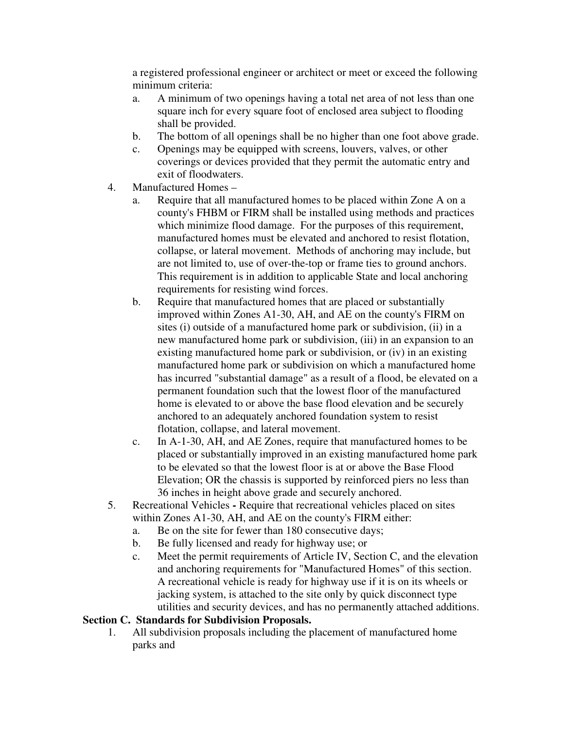a registered professional engineer or architect or meet or exceed the following minimum criteria:

a. A minimum of two openings having a total net area of not less than one square inch for every square foot of enclosed area subject to flooding shall be provided.
b. The bottom of all openings shall be no higher than one foot above grade.
c. Openings may be equipped with screens, louvers, valves, or other coverings or devices provided that they permit the automatic entry and exit of floodwaters.

4. Manufactured Homes –
   a. Require that all manufactured homes to be placed within Zone A on a county's FHBM or FIRM shall be installed using methods and practices which minimize flood damage. For the purposes of this requirement, manufactured homes must be elevated and anchored to resist flotation, collapse, or lateral movement. Methods of anchoring may include, but are not limited to, use of over-the-top or frame ties to ground anchors. This requirement is in addition to applicable State and local anchoring requirements for resisting wind forces.
   b. Require that manufactured homes that are placed or substantially improved within Zones A1-30, AH, and AE on the county's FIRM on sites (i) outside of a manufactured home park or subdivision, (ii) in a new manufactured home park or subdivision, (iii) in an expansion to an existing manufactured home park or subdivision, or (iv) in an existing manufactured home park or subdivision on which a manufactured home has incurred "substantial damage" as a result of a flood, be elevated on a permanent foundation such that the lowest floor of the manufactured home is elevated to or above the base flood elevation and be securely anchored to an adequately anchored foundation system to resist flotation, collapse, and lateral movement.
   c. In A-1-30, AH, and AE Zones, require that manufactured homes to be placed or substantially improved in an existing manufactured home park to be elevated so that the lowest floor is at or above the Base Flood Elevation; OR the chassis is supported by reinforced piers no less than 36 inches in height above grade and securely anchored.
5. Recreational Vehicles **-** Require that recreational vehicles placed on sites within Zones A1-30, AH, and AE on the county's FIRM either:
   a. Be on the site for fewer than 180 consecutive days;
   b. Be fully licensed and ready for highway use; or
   c. Meet the permit requirements of Article IV, Section C, and the elevation and anchoring requirements for "Manufactured Homes" of this section. A recreational vehicle is ready for highway use if it is on its wheels or jacking system, is attached to the site only by quick disconnect type utilities and security devices, and has no permanently attached additions.

**Section C. Standards for Subdivision Proposals.**

1. All subdivision proposals including the placement of manufactured home parks and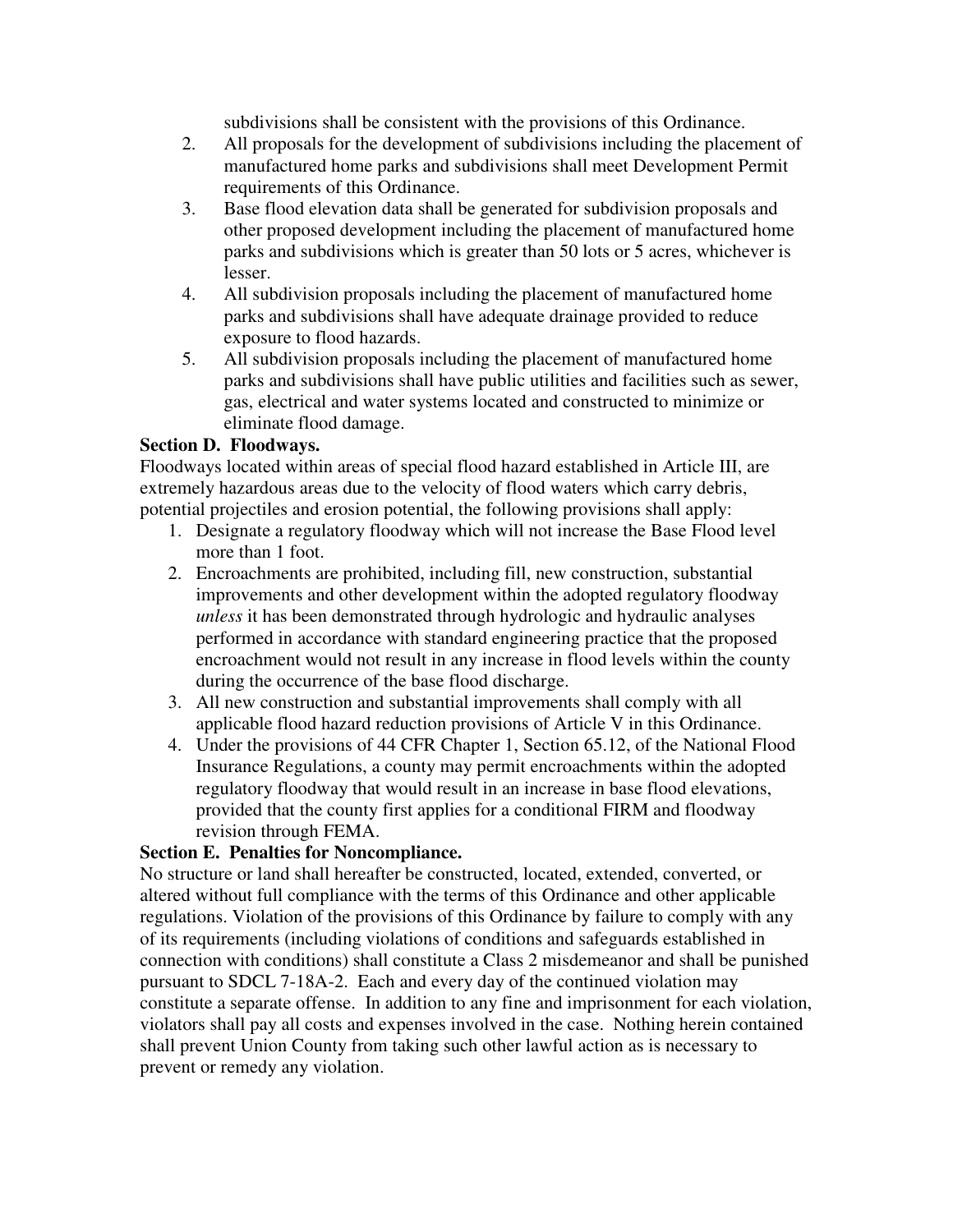subdivisions shall be consistent with the provisions of this Ordinance.

2. All proposals for the development of subdivisions including the placement of manufactured home parks and subdivisions shall meet Development Permit requirements of this Ordinance.
3. Base flood elevation data shall be generated for subdivision proposals and other proposed development including the placement of manufactured home parks and subdivisions which is greater than 50 lots or 5 acres, whichever is lesser.
4. All subdivision proposals including the placement of manufactured home parks and subdivisions shall have adequate drainage provided to reduce exposure to flood hazards.
5. All subdivision proposals including the placement of manufactured home parks and subdivisions shall have public utilities and facilities such as sewer, gas, electrical and water systems located and constructed to minimize or eliminate flood damage.

**Section D. Floodways.**

Floodways located within areas of special flood hazard established in Article III, are extremely hazardous areas due to the velocity of flood waters which carry debris, potential projectiles and erosion potential, the following provisions shall apply:

1. Designate a regulatory floodway which will not increase the Base Flood level more than 1 foot.
2. Encroachments are prohibited, including fill, new construction, substantial improvements and other development within the adopted regulatory floodway *unless* it has been demonstrated through hydrologic and hydraulic analyses performed in accordance with standard engineering practice that the proposed encroachment would not result in any increase in flood levels within the county during the occurrence of the base flood discharge.
3. All new construction and substantial improvements shall comply with all applicable flood hazard reduction provisions of Article V in this Ordinance.
4. Under the provisions of 44 CFR Chapter 1, Section 65.12, of the National Flood Insurance Regulations, a county may permit encroachments within the adopted regulatory floodway that would result in an increase in base flood elevations, provided that the county first applies for a conditional FIRM and floodway revision through FEMA.

**Section E. Penalties for Noncompliance.**

No structure or land shall hereafter be constructed, located, extended, converted, or altered without full compliance with the terms of this Ordinance and other applicable regulations. Violation of the provisions of this Ordinance by failure to comply with any of its requirements (including violations of conditions and safeguards established in connection with conditions) shall constitute a Class 2 misdemeanor and shall be punished pursuant to SDCL 7-18A-2. Each and every day of the continued violation may constitute a separate offense. In addition to any fine and imprisonment for each violation, violators shall pay all costs and expenses involved in the case. Nothing herein contained shall prevent Union County from taking such other lawful action as is necessary to prevent or remedy any violation.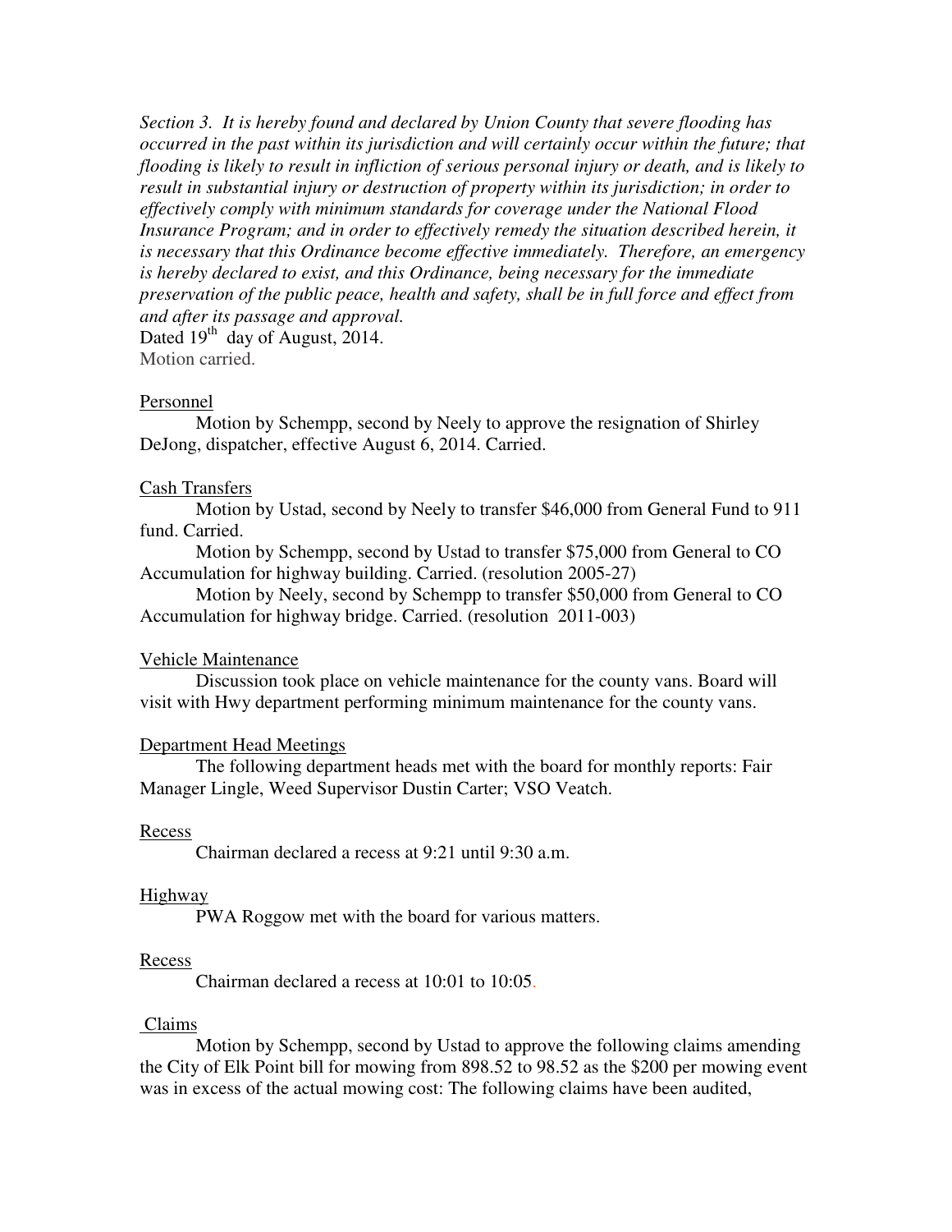*Section 3. It is hereby found and declared by Union County that severe flooding has occurred in the past within its jurisdiction and will certainly occur within the future; that flooding is likely to result in infliction of serious personal injury or death, and is likely to result in substantial injury or destruction of property within its jurisdiction; in order to effectively comply with minimum standards for coverage under the National Flood Insurance Program; and in order to effectively remedy the situation described herein, it is necessary that this Ordinance become effective immediately. Therefore, an emergency is hereby declared to exist, and this Ordinance, being necessary for the immediate preservation of the public peace, health and safety, shall be in full force and effect from and after its passage and approval.*

Dated 19th day of August, 2014.

Motion carried.

Personnel

Motion by Schempp, second by Neely to approve the resignation of Shirley DeJong, dispatcher, effective August 6, 2014. Carried.

Cash Transfers

Motion by Ustad, second by Neely to transfer $46,000 from General Fund to 911 fund. Carried.

Motion by Schempp, second by Ustad to transfer $75,000 from General to CO Accumulation for highway building. Carried. (resolution 2005-27)

Motion by Neely, second by Schempp to transfer $50,000 from General to CO Accumulation for highway bridge. Carried. (resolution 2011-003)

Vehicle Maintenance

Discussion took place on vehicle maintenance for the county vans. Board will visit with Hwy department performing minimum maintenance for the county vans.

Department Head Meetings

The following department heads met with the board for monthly reports: Fair Manager Lingle, Weed Supervisor Dustin Carter; VSO Veatch.

Recess

Chairman declared a recess at 9:21 until 9:30 a.m.

Highway

PWA Roggow met with the board for various matters.

Recess

Chairman declared a recess at 10:01 to 10:05.

Claims

Motion by Schempp, second by Ustad to approve the following claims amending the City of Elk Point bill for mowing from 898.52 to 98.52 as the $200 per mowing event was in excess of the actual mowing cost: The following claims have been audited,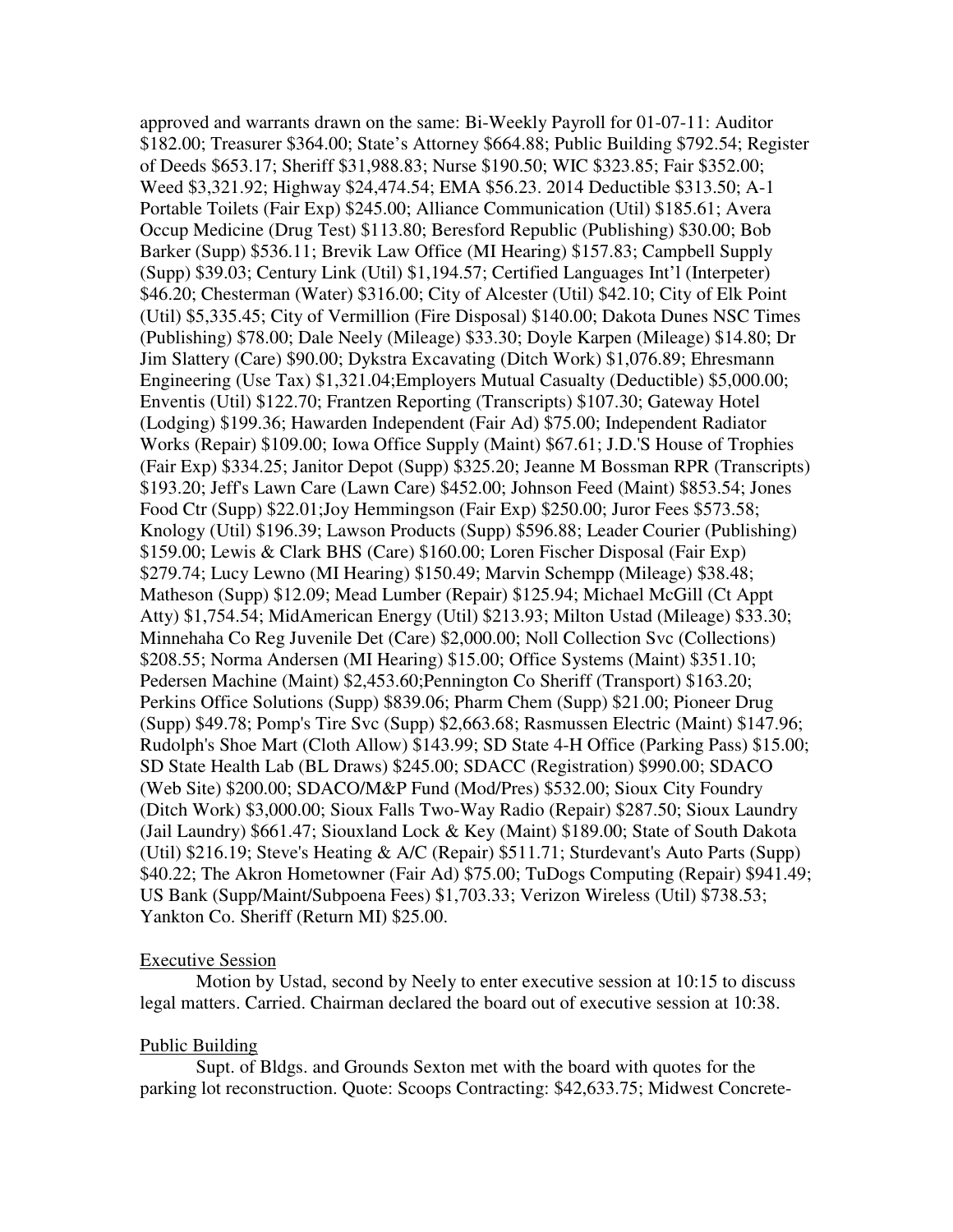approved and warrants drawn on the same: Bi-Weekly Payroll for 01-07-11: Auditor $182.00; Treasurer $364.00; State's Attorney $664.88; Public Building $792.54; Register of Deeds $653.17; Sheriff $31,988.83; Nurse $190.50; WIC $323.85; Fair $352.00; Weed $3,321.92; Highway $24,474.54; EMA $56.23. 2014 Deductible $313.50; A-1 Portable Toilets (Fair Exp) $245.00; Alliance Communication (Util) $185.61; Avera Occup Medicine (Drug Test) $113.80; Beresford Republic (Publishing) $30.00; Bob Barker (Supp) $536.11; Brevik Law Office (MI Hearing) $157.83; Campbell Supply (Supp) $39.03; Century Link (Util) $1,194.57; Certified Languages Int'l (Interpeter) $46.20; Chesterman (Water) $316.00; City of Alcester (Util) $42.10; City of Elk Point (Util) $5,335.45; City of Vermillion (Fire Disposal) $140.00; Dakota Dunes NSC Times (Publishing) $78.00; Dale Neely (Mileage) $33.30; Doyle Karpen (Mileage) $14.80; Dr Jim Slattery (Care) $90.00; Dykstra Excavating (Ditch Work) $1,076.89; Ehresmann Engineering (Use Tax) $1,321.04;Employers Mutual Casualty (Deductible) $5,000.00; Enventis (Util) $122.70; Frantzen Reporting (Transcripts) $107.30; Gateway Hotel (Lodging) $199.36; Hawarden Independent (Fair Ad) $75.00; Independent Radiator Works (Repair) $109.00; Iowa Office Supply (Maint) $67.61; J.D.'S House of Trophies (Fair Exp) $334.25; Janitor Depot (Supp) $325.20; Jeanne M Bossman RPR (Transcripts) $193.20; Jeff's Lawn Care (Lawn Care) $452.00; Johnson Feed (Maint) $853.54; Jones Food Ctr (Supp) $22.01;Joy Hemmingson (Fair Exp) $250.00; Juror Fees $573.58; Knology (Util) $196.39; Lawson Products (Supp) $596.88; Leader Courier (Publishing) $159.00; Lewis & Clark BHS (Care) $160.00; Loren Fischer Disposal (Fair Exp) $279.74; Lucy Lewno (MI Hearing) $150.49; Marvin Schempp (Mileage) $38.48; Matheson (Supp) $12.09; Mead Lumber (Repair) $125.94; Michael McGill (Ct Appt Atty) $1,754.54; MidAmerican Energy (Util) $213.93; Milton Ustad (Mileage) $33.30; Minnehaha Co Reg Juvenile Det (Care) $2,000.00; Noll Collection Svc (Collections) $208.55; Norma Andersen (MI Hearing) $15.00; Office Systems (Maint) $351.10; Pedersen Machine (Maint) $2,453.60;Pennington Co Sheriff (Transport) $163.20; Perkins Office Solutions (Supp) $839.06; Pharm Chem (Supp) $21.00; Pioneer Drug (Supp) $49.78; Pomp's Tire Svc (Supp) $2,663.68; Rasmussen Electric (Maint) $147.96; Rudolph's Shoe Mart (Cloth Allow) $143.99; SD State 4-H Office (Parking Pass) $15.00; SD State Health Lab (BL Draws) $245.00; SDACC (Registration) $990.00; SDACO (Web Site) $200.00; SDACO/M&P Fund (Mod/Pres) $532.00; Sioux City Foundry (Ditch Work) $3,000.00; Sioux Falls Two-Way Radio (Repair) $287.50; Sioux Laundry (Jail Laundry) $661.47; Siouxland Lock & Key (Maint) $189.00; State of South Dakota (Util) $216.19; Steve's Heating & A/C (Repair) $511.71; Sturdevant's Auto Parts (Supp) $40.22; The Akron Hometowner (Fair Ad) $75.00; TuDogs Computing (Repair) $941.49; US Bank (Supp/Maint/Subpoena Fees) $1,703.33; Verizon Wireless (Util) $738.53; Yankton Co. Sheriff (Return MI) $25.00.

Executive Session

Motion by Ustad, second by Neely to enter executive session at 10:15 to discuss legal matters. Carried. Chairman declared the board out of executive session at 10:38.

Public Building

Supt. of Bldgs. and Grounds Sexton met with the board with quotes for the parking lot reconstruction. Quote: Scoops Contracting: $42,633.75; Midwest Concrete-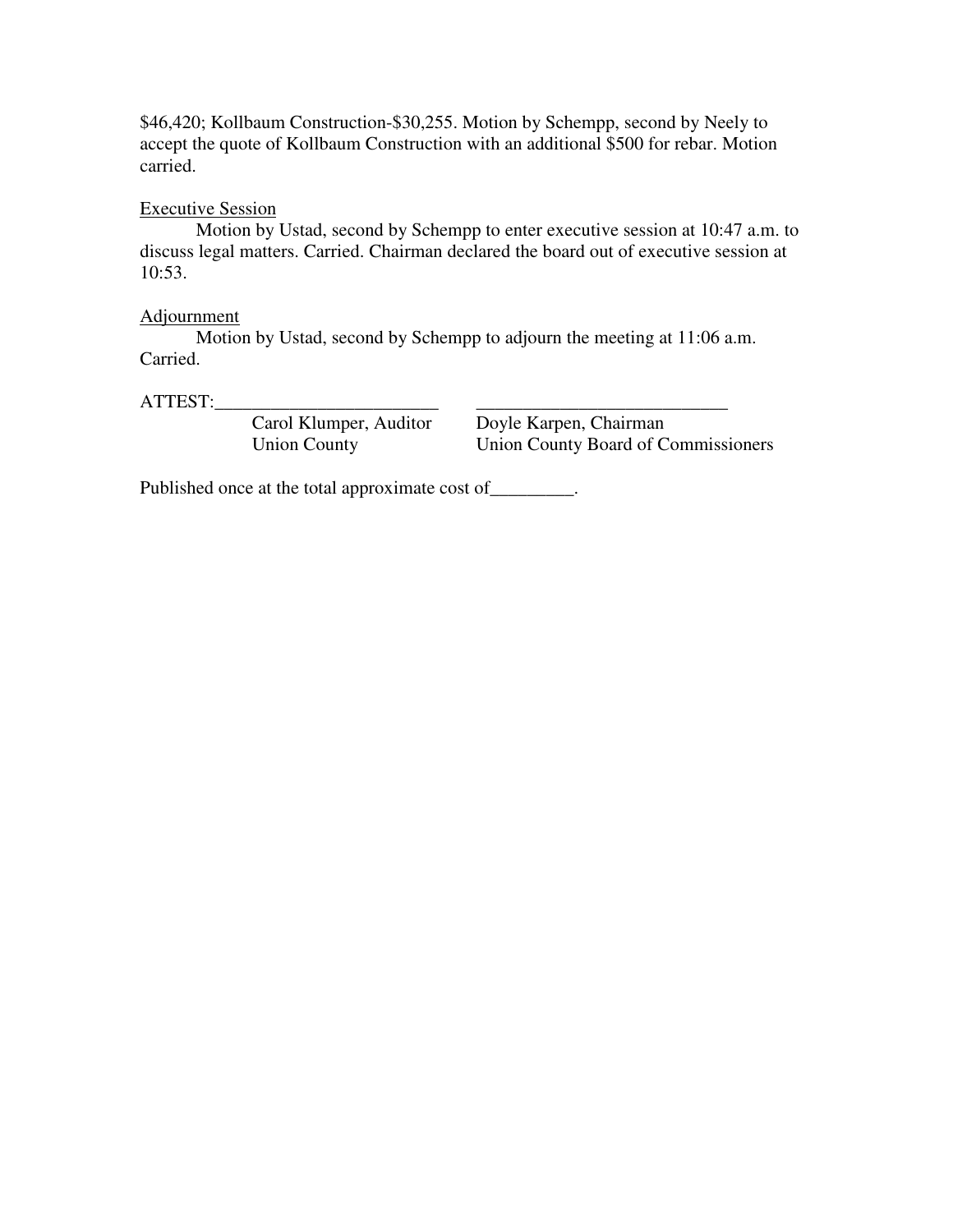$46,420; Kollbaum Construction-$30,255. Motion by Schempp, second by Neely to accept the quote of Kollbaum Construction with an additional $500 for rebar. Motion carried.

Executive Session

Motion by Ustad, second by Schempp to enter executive session at 10:47 a.m. to discuss legal matters. Carried. Chairman declared the board out of executive session at 10:53.

Adjournment

Motion by Ustad, second by Schempp to adjourn the meeting at 11:06 a.m. Carried.

ATTEST:________________________ ___________________________

Carol Klumper, Auditor
Union County

Doyle Karpen, Chairman
Union County Board of Commissioners

Published once at the total approximate cost of_________.